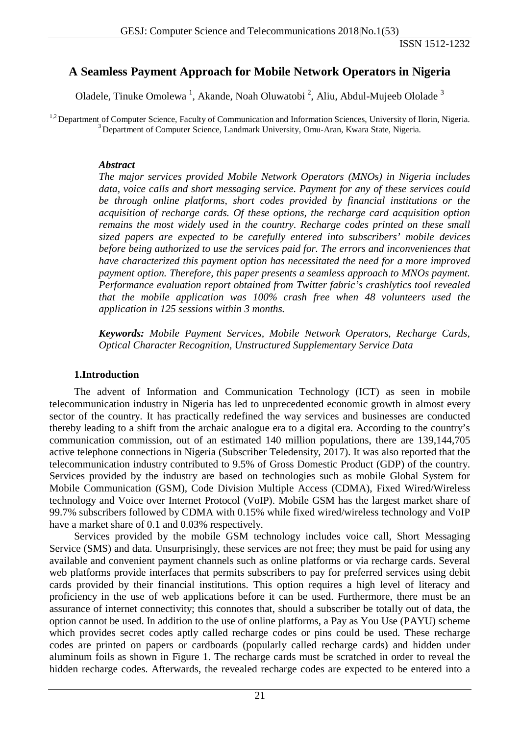# A Seamless Payment Approach for Mobile Network Operators in Nigeria

Oladele, Tinuke Omolewa [1], Akande, Noah Oluwatobi [2], Aliu, Abdul-Mujeeb Ololade [3]

[1,2] Department of Computer Science, Faculty of Communication and Information Sciences, University of Ilorin, Nigeria.
[3] Department of Computer Science, Landmark University, Omu-Aran, Kwara State, Nigeria.

***Abstract***

*The major services provided Mobile Network Operators (MNOs) in Nigeria includes data, voice calls and short messaging service. Payment for any of these services could be through online platforms, short codes provided by financial institutions or the acquisition of recharge cards. Of these options, the recharge card acquisition option remains the most widely used in the country. Recharge codes printed on these small sized papers are expected to be carefully entered into subscribers' mobile devices before being authorized to use the services paid for. The errors and inconveniences that have characterized this payment option has necessitated the need for a more improved payment option. Therefore, this paper presents a seamless approach to MNOs payment. Performance evaluation report obtained from Twitter fabric's crashlytics tool revealed that the mobile application was 100% crash free when 48 volunteers used the application in 125 sessions within 3 months.*

***Keywords:*** *Mobile Payment Services, Mobile Network Operators, Recharge Cards, Optical Character Recognition, Unstructured Supplementary Service Data*

## 1.Introduction

The advent of Information and Communication Technology (ICT) as seen in mobile telecommunication industry in Nigeria has led to unprecedented economic growth in almost every sector of the country. It has practically redefined the way services and businesses are conducted thereby leading to a shift from the archaic analogue era to a digital era. According to the country's communication commission, out of an estimated 140 million populations, there are 139,144,705 active telephone connections in Nigeria (Subscriber Teledensity, 2017). It was also reported that the telecommunication industry contributed to 9.5% of Gross Domestic Product (GDP) of the country. Services provided by the industry are based on technologies such as mobile Global System for Mobile Communication (GSM), Code Division Multiple Access (CDMA), Fixed Wired/Wireless technology and Voice over Internet Protocol (VoIP). Mobile GSM has the largest market share of 99.7% subscribers followed by CDMA with 0.15% while fixed wired/wireless technology and VoIP have a market share of 0.1 and 0.03% respectively.

Services provided by the mobile GSM technology includes voice call, Short Messaging Service (SMS) and data. Unsurprisingly, these services are not free; they must be paid for using any available and convenient payment channels such as online platforms or via recharge cards. Several web platforms provide interfaces that permits subscribers to pay for preferred services using debit cards provided by their financial institutions. This option requires a high level of literacy and proficiency in the use of web applications before it can be used. Furthermore, there must be an assurance of internet connectivity; this connotes that, should a subscriber be totally out of data, the option cannot be used. In addition to the use of online platforms, a Pay as You Use (PAYU) scheme which provides secret codes aptly called recharge codes or pins could be used. These recharge codes are printed on papers or cardboards (popularly called recharge cards) and hidden under aluminum foils as shown in Figure 1. The recharge cards must be scratched in order to reveal the hidden recharge codes. Afterwards, the revealed recharge codes are expected to be entered into a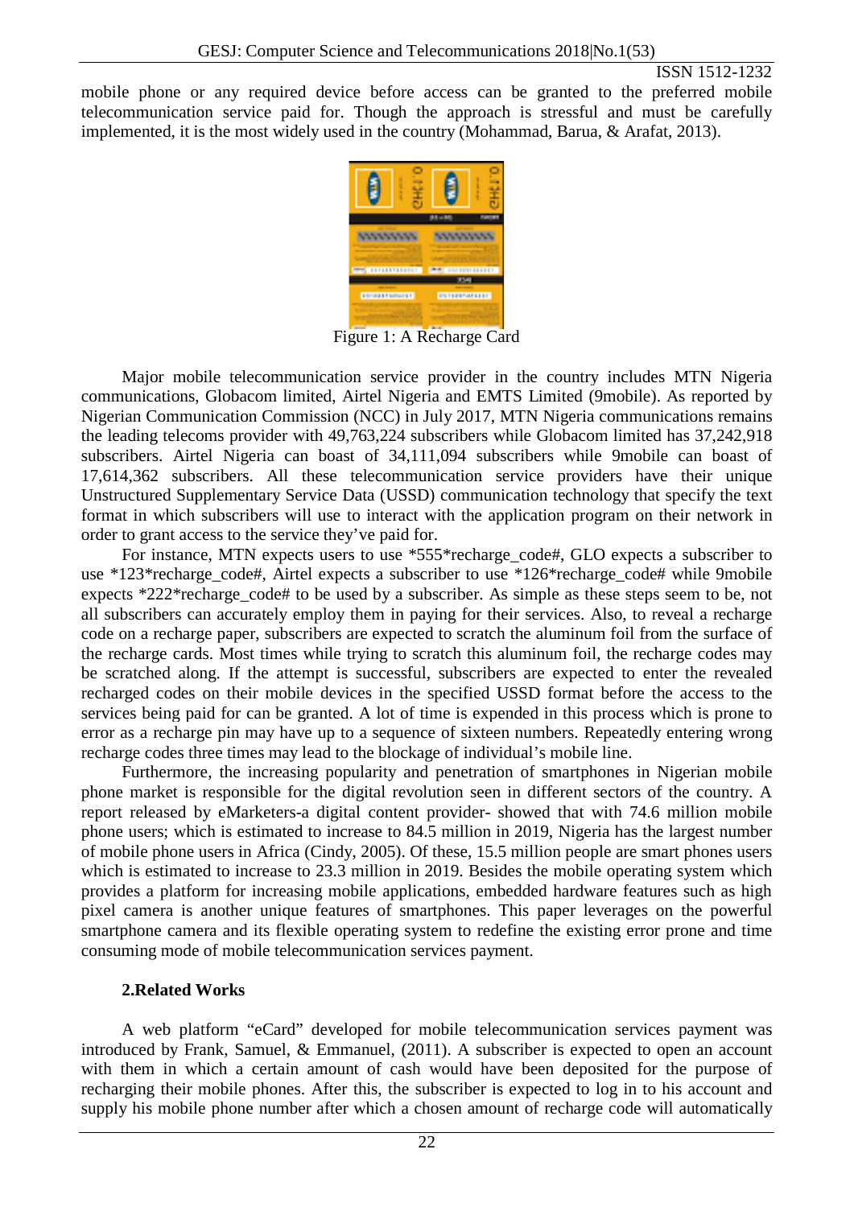mobile phone or any required device before access can be granted to the preferred mobile telecommunication service paid for. Though the approach is stressful and must be carefully implemented, it is the most widely used in the country (Mohammad, Barua, & Arafat, 2013).

Figure 1: A Recharge Card

Major mobile telecommunication service provider in the country includes MTN Nigeria communications, Globacom limited, Airtel Nigeria and EMTS Limited (9mobile). As reported by Nigerian Communication Commission (NCC) in July 2017, MTN Nigeria communications remains the leading telecoms provider with 49,763,224 subscribers while Globacom limited has 37,242,918 subscribers. Airtel Nigeria can boast of 34,111,094 subscribers while 9mobile can boast of 17,614,362 subscribers. All these telecommunication service providers have their unique Unstructured Supplementary Service Data (USSD) communication technology that specify the text format in which subscribers will use to interact with the application program on their network in order to grant access to the service they've paid for.

For instance, MTN expects users to use *555*recharge_code#, GLO expects a subscriber to use *123*recharge_code#, Airtel expects a subscriber to use *126*recharge_code# while 9mobile expects *222*recharge_code# to be used by a subscriber. As simple as these steps seem to be, not all subscribers can accurately employ them in paying for their services. Also, to reveal a recharge code on a recharge paper, subscribers are expected to scratch the aluminum foil from the surface of the recharge cards. Most times while trying to scratch this aluminum foil, the recharge codes may be scratched along. If the attempt is successful, subscribers are expected to enter the revealed recharged codes on their mobile devices in the specified USSD format before the access to the services being paid for can be granted. A lot of time is expended in this process which is prone to error as a recharge pin may have up to a sequence of sixteen numbers. Repeatedly entering wrong recharge codes three times may lead to the blockage of individual's mobile line.

Furthermore, the increasing popularity and penetration of smartphones in Nigerian mobile phone market is responsible for the digital revolution seen in different sectors of the country. A report released by eMarketers-a digital content provider- showed that with 74.6 million mobile phone users; which is estimated to increase to 84.5 million in 2019, Nigeria has the largest number of mobile phone users in Africa (Cindy, 2005). Of these, 15.5 million people are smart phones users which is estimated to increase to 23.3 million in 2019. Besides the mobile operating system which provides a platform for increasing mobile applications, embedded hardware features such as high pixel camera is another unique features of smartphones. This paper leverages on the powerful smartphone camera and its flexible operating system to redefine the existing error prone and time consuming mode of mobile telecommunication services payment.

## 2.Related Works

A web platform "eCard" developed for mobile telecommunication services payment was introduced by Frank, Samuel, & Emmanuel, (2011). A subscriber is expected to open an account with them in which a certain amount of cash would have been deposited for the purpose of recharging their mobile phones. After this, the subscriber is expected to log in to his account and supply his mobile phone number after which a chosen amount of recharge code will automatically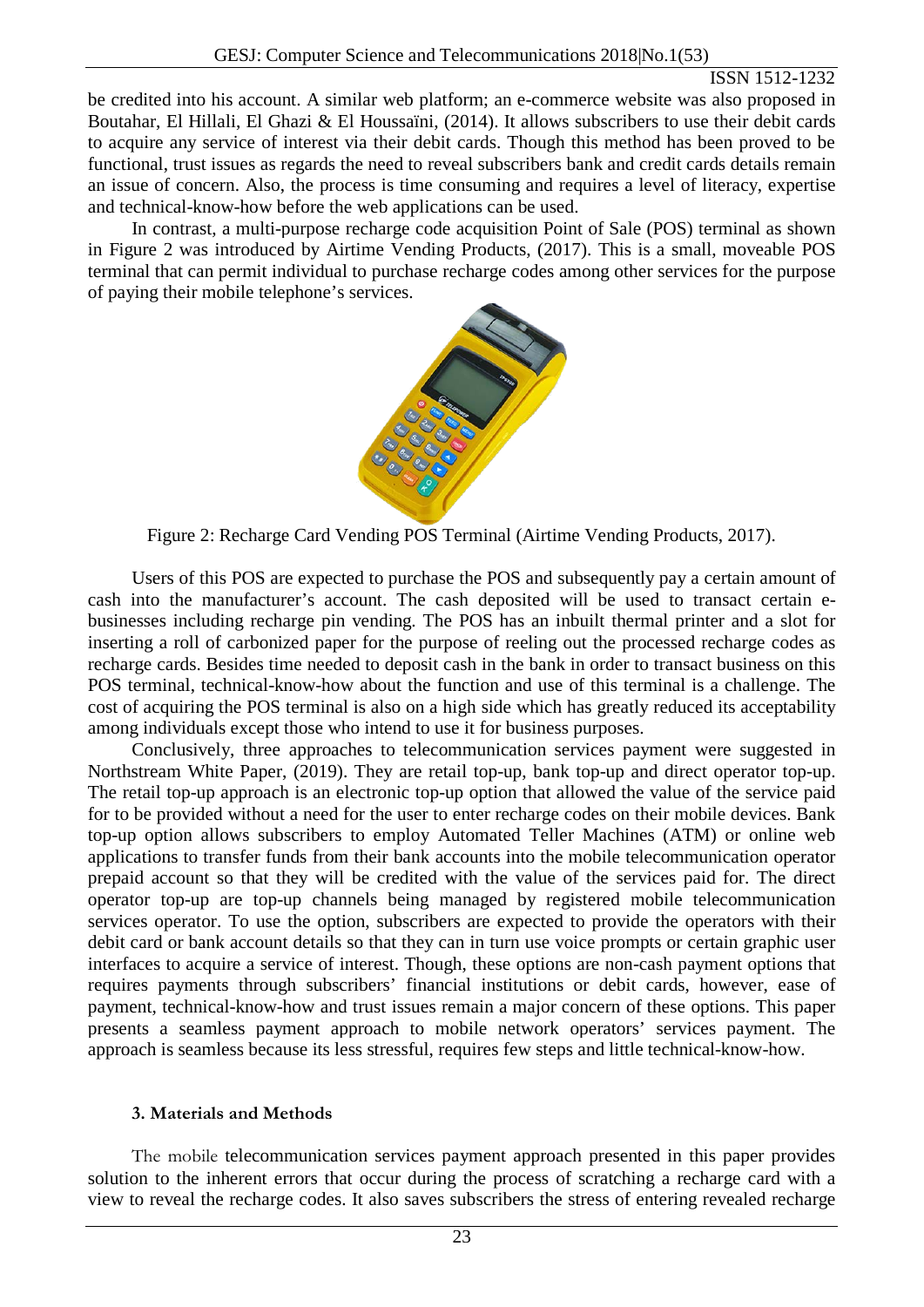be credited into his account. A similar web platform; an e-commerce website was also proposed in Boutahar, El Hillali, El Ghazi & El Houssaïni, (2014). It allows subscribers to use their debit cards to acquire any service of interest via their debit cards. Though this method has been proved to be functional, trust issues as regards the need to reveal subscribers bank and credit cards details remain an issue of concern. Also, the process is time consuming and requires a level of literacy, expertise and technical-know-how before the web applications can be used.

In contrast, a multi-purpose recharge code acquisition Point of Sale (POS) terminal as shown in Figure 2 was introduced by Airtime Vending Products, (2017). This is a small, moveable POS terminal that can permit individual to purchase recharge codes among other services for the purpose of paying their mobile telephone's services.

Figure 2: Recharge Card Vending POS Terminal (Airtime Vending Products, 2017).

Users of this POS are expected to purchase the POS and subsequently pay a certain amount of cash into the manufacturer's account. The cash deposited will be used to transact certain e-businesses including recharge pin vending. The POS has an inbuilt thermal printer and a slot for inserting a roll of carbonized paper for the purpose of reeling out the processed recharge codes as recharge cards. Besides time needed to deposit cash in the bank in order to transact business on this POS terminal, technical-know-how about the function and use of this terminal is a challenge. The cost of acquiring the POS terminal is also on a high side which has greatly reduced its acceptability among individuals except those who intend to use it for business purposes.

Conclusively, three approaches to telecommunication services payment were suggested in Northstream White Paper, (2019). They are retail top-up, bank top-up and direct operator top-up. The retail top-up approach is an electronic top-up option that allowed the value of the service paid for to be provided without a need for the user to enter recharge codes on their mobile devices. Bank top-up option allows subscribers to employ Automated Teller Machines (ATM) or online web applications to transfer funds from their bank accounts into the mobile telecommunication operator prepaid account so that they will be credited with the value of the services paid for. The direct operator top-up are top-up channels being managed by registered mobile telecommunication services operator. To use the option, subscribers are expected to provide the operators with their debit card or bank account details so that they can in turn use voice prompts or certain graphic user interfaces to acquire a service of interest. Though, these options are non-cash payment options that requires payments through subscribers' financial institutions or debit cards, however, ease of payment, technical-know-how and trust issues remain a major concern of these options. This paper presents a seamless payment approach to mobile network operators' services payment. The approach is seamless because its less stressful, requires few steps and little technical-know-how.

### 3. Materials and Methods

The mobile telecommunication services payment approach presented in this paper provides solution to the inherent errors that occur during the process of scratching a recharge card with a view to reveal the recharge codes. It also saves subscribers the stress of entering revealed recharge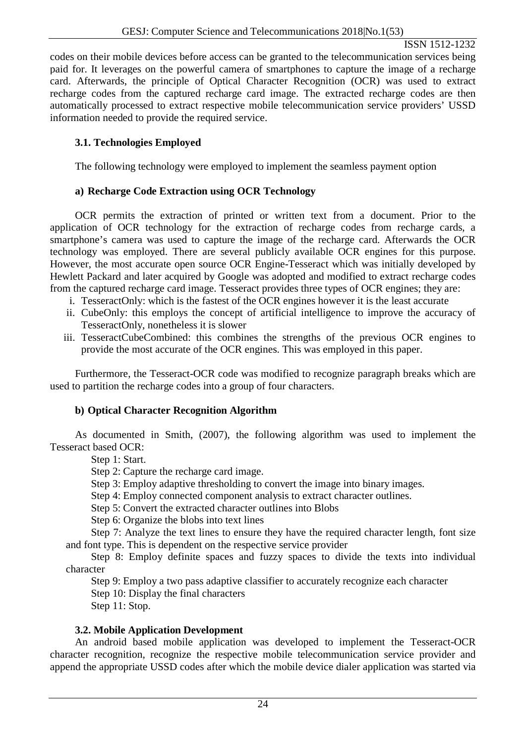codes on their mobile devices before access can be granted to the telecommunication services being paid for. It leverages on the powerful camera of smartphones to capture the image of a recharge card. Afterwards, the principle of Optical Character Recognition (OCR) was used to extract recharge codes from the captured recharge card image. The extracted recharge codes are then automatically processed to extract respective mobile telecommunication service providers' USSD information needed to provide the required service.

### 3.1. Technologies Employed

The following technology were employed to implement the seamless payment option

#### a) Recharge Code Extraction using OCR Technology

OCR permits the extraction of printed or written text from a document. Prior to the application of OCR technology for the extraction of recharge codes from recharge cards, a smartphone's camera was used to capture the image of the recharge card. Afterwards the OCR technology was employed. There are several publicly available OCR engines for this purpose. However, the most accurate open source OCR Engine-Tesseract which was initially developed by Hewlett Packard and later acquired by Google was adopted and modified to extract recharge codes from the captured recharge card image. Tesseract provides three types of OCR engines; they are:

i. TesseractOnly: which is the fastest of the OCR engines however it is the least accurate
ii. CubeOnly: this employs the concept of artificial intelligence to improve the accuracy of TesseractOnly, nonetheless it is slower
iii. TesseractCubeCombined: this combines the strengths of the previous OCR engines to provide the most accurate of the OCR engines. This was employed in this paper.

Furthermore, the Tesseract-OCR code was modified to recognize paragraph breaks which are used to partition the recharge codes into a group of four characters.

#### b) Optical Character Recognition Algorithm

As documented in Smith, (2007), the following algorithm was used to implement the Tesseract based OCR:

Step 1: Start.

Step 2: Capture the recharge card image.

Step 3: Employ adaptive thresholding to convert the image into binary images.

Step 4: Employ connected component analysis to extract character outlines.

Step 5: Convert the extracted character outlines into Blobs

Step 6: Organize the blobs into text lines

Step 7: Analyze the text lines to ensure they have the required character length, font size and font type. This is dependent on the respective service provider

Step 8: Employ definite spaces and fuzzy spaces to divide the texts into individual character

Step 9: Employ a two pass adaptive classifier to accurately recognize each character

Step 10: Display the final characters

Step 11: Stop.

### 3.2. Mobile Application Development

An android based mobile application was developed to implement the Tesseract-OCR character recognition, recognize the respective mobile telecommunication service provider and append the appropriate USSD codes after which the mobile device dialer application was started via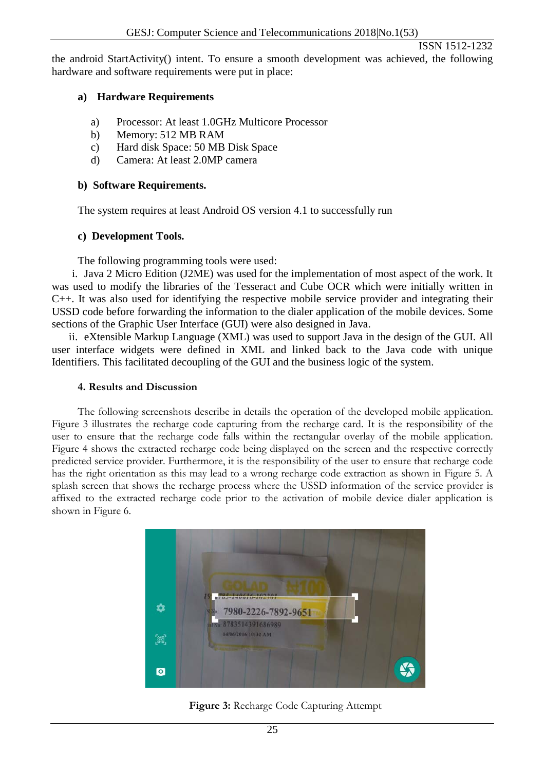the android StartActivity() intent. To ensure a smooth development was achieved, the following hardware and software requirements were put in place:

**a) Hardware Requirements**

a) Processor: At least 1.0GHz Multicore Processor
b) Memory: 512 MB RAM
c) Hard disk Space: 50 MB Disk Space
d) Camera: At least 2.0MP camera

**b) Software Requirements.**

The system requires at least Android OS version 4.1 to successfully run

**c) Development Tools.**

The following programming tools were used:

i. Java 2 Micro Edition (J2ME) was used for the implementation of most aspect of the work. It was used to modify the libraries of the Tesseract and Cube OCR which were initially written in C++. It was also used for identifying the respective mobile service provider and integrating their USSD code before forwarding the information to the dialer application of the mobile devices. Some sections of the Graphic User Interface (GUI) were also designed in Java.

ii. eXtensible Markup Language (XML) was used to support Java in the design of the GUI. All user interface widgets were defined in XML and linked back to the Java code with unique Identifiers. This facilitated decoupling of the GUI and the business logic of the system.

## 4. Results and Discussion

The following screenshots describe in details the operation of the developed mobile application. Figure 3 illustrates the recharge code capturing from the recharge card. It is the responsibility of the user to ensure that the recharge code falls within the rectangular overlay of the mobile application. Figure 4 shows the extracted recharge code being displayed on the screen and the respective correctly predicted service provider. Furthermore, it is the responsibility of the user to ensure that recharge code has the right orientation as this may lead to a wrong recharge code extraction as shown in Figure 5. A splash screen that shows the recharge process where the USSD information of the service provider is affixed to the extracted recharge code prior to the activation of mobile device dialer application is shown in Figure 6.

**Figure 3:** Recharge Code Capturing Attempt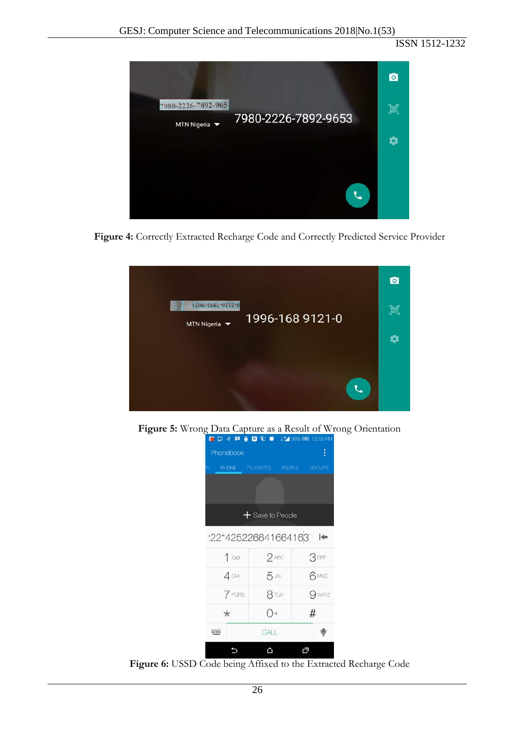**Figure 4:** Correctly Extracted Recharge Code and Correctly Predicted Service Provider

**Figure 5:** Wrong Data Capture as a Result of Wrong Orientation

**Figure 6:** USSD Code being Affixed to the Extracted Recharge Code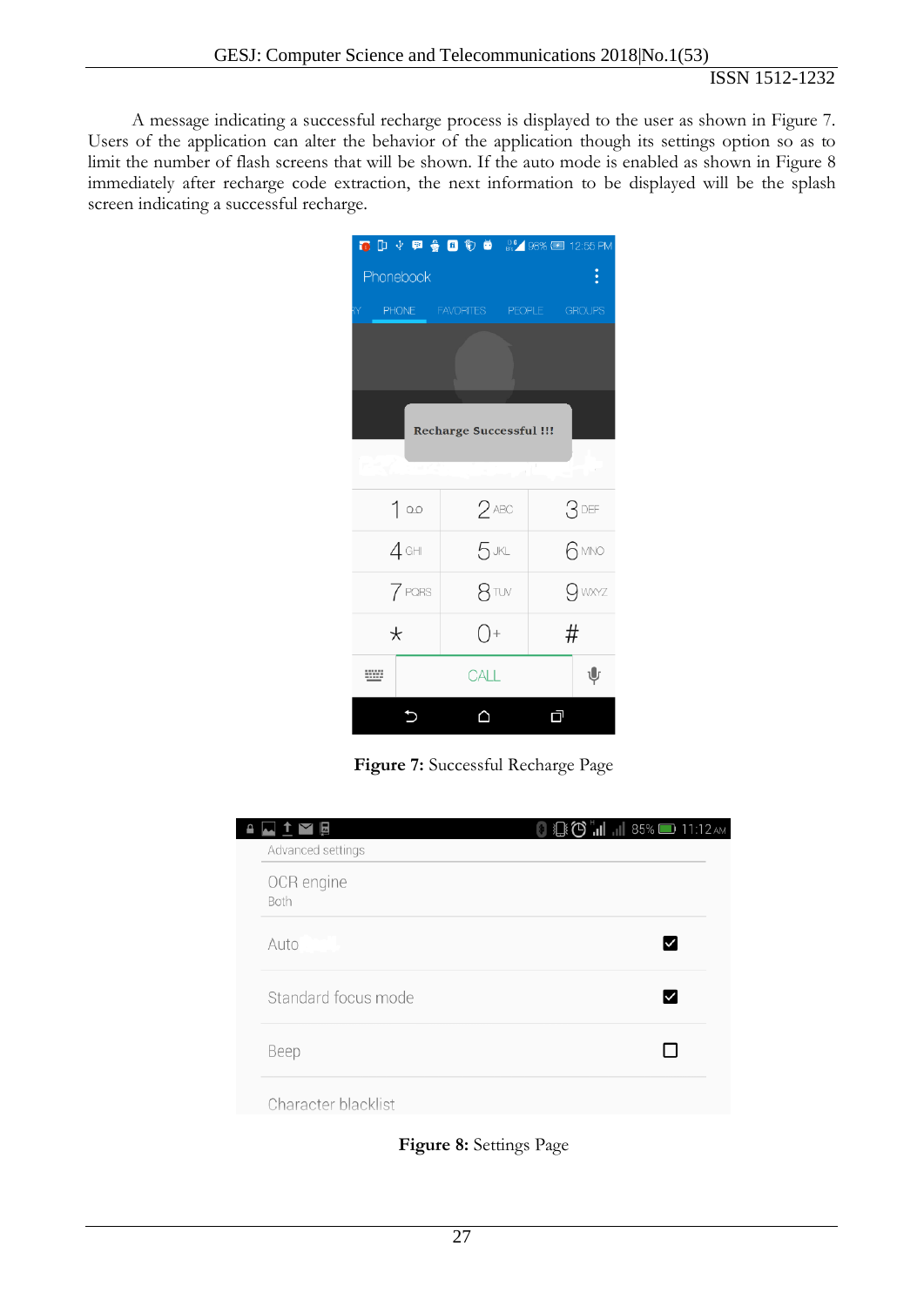A message indicating a successful recharge process is displayed to the user as shown in Figure 7. Users of the application can alter the behavior of the application though its settings option so as to limit the number of flash screens that will be shown. If the auto mode is enabled as shown in Figure 8 immediately after recharge code extraction, the next information to be displayed will be the splash screen indicating a successful recharge.

**Figure 7:** Successful Recharge Page

**Figure 8:** Settings Page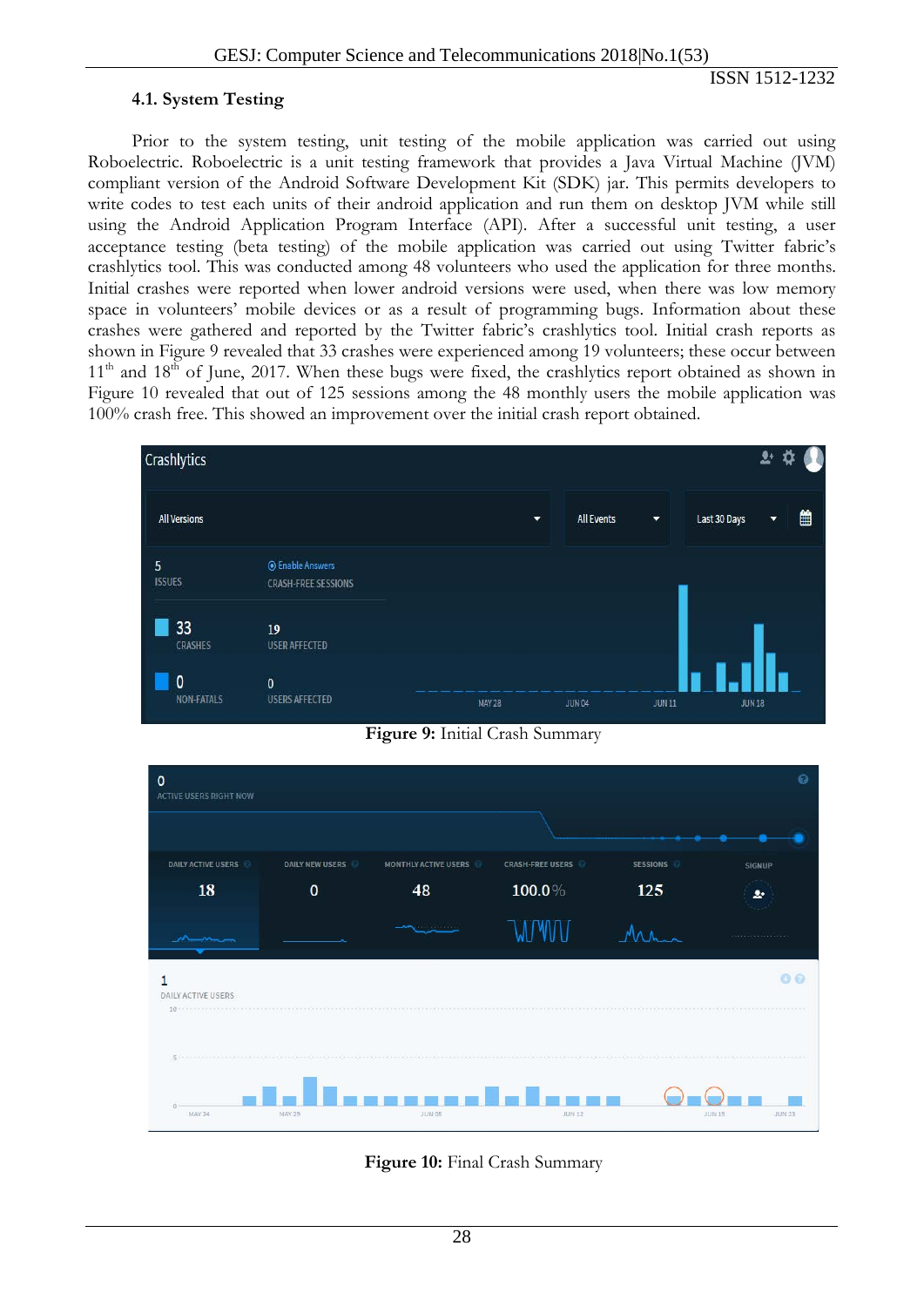### 4.1. System Testing

Prior to the system testing, unit testing of the mobile application was carried out using Roboelectric. Roboelectric is a unit testing framework that provides a Java Virtual Machine (JVM) compliant version of the Android Software Development Kit (SDK) jar. This permits developers to write codes to test each units of their android application and run them on desktop JVM while still using the Android Application Program Interface (API). After a successful unit testing, a user acceptance testing (beta testing) of the mobile application was carried out using Twitter fabric's crashlytics tool. This was conducted among 48 volunteers who used the application for three months. Initial crashes were reported when lower android versions were used, when there was low memory space in volunteers' mobile devices or as a result of programming bugs. Information about these crashes were gathered and reported by the Twitter fabric's crashlytics tool. Initial crash reports as shown in Figure 9 revealed that 33 crashes were experienced among 19 volunteers; these occur between 11th and 18th of June, 2017. When these bugs were fixed, the crashlytics report obtained as shown in Figure 10 revealed that out of 125 sessions among the 48 monthly users the mobile application was 100% crash free. This showed an improvement over the initial crash report obtained.

**Figure 9:** Initial Crash Summary

**Figure 10:** Final Crash Summary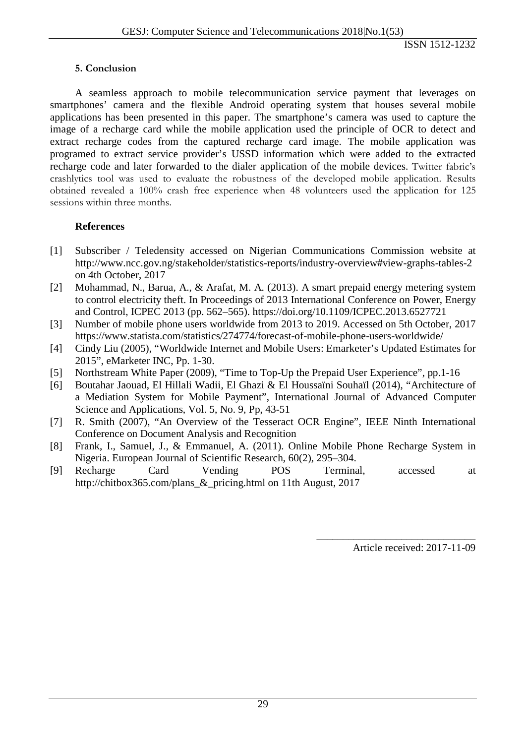## 5. Conclusion

A seamless approach to mobile telecommunication service payment that leverages on smartphones' camera and the flexible Android operating system that houses several mobile applications has been presented in this paper. The smartphone's camera was used to capture the image of a recharge card while the mobile application used the principle of OCR to detect and extract recharge codes from the captured recharge card image. The mobile application was programed to extract service provider's USSD information which were added to the extracted recharge code and later forwarded to the dialer application of the mobile devices. Twitter fabric's crashlytics tool was used to evaluate the robustness of the developed mobile application. Results obtained revealed a 100% crash free experience when 48 volunteers used the application for 125 sessions within three months.

## References

[1] Subscriber / Teledensity accessed on Nigerian Communications Commission website at http://www.ncc.gov.ng/stakeholder/statistics-reports/industry-overview#view-graphs-tables-2 on 4th October, 2017

[2] Mohammad, N., Barua, A., & Arafat, M. A. (2013). A smart prepaid energy metering system to control electricity theft. In Proceedings of 2013 International Conference on Power, Energy and Control, ICPEC 2013 (pp. 562–565). https://doi.org/10.1109/ICPEC.2013.6527721

[3] Number of mobile phone users worldwide from 2013 to 2019. Accessed on 5th October, 2017 https://www.statista.com/statistics/274774/forecast-of-mobile-phone-users-worldwide/

[4] Cindy Liu (2005), "Worldwide Internet and Mobile Users: Emarketer's Updated Estimates for 2015", eMarketer INC, Pp. 1-30.

[5] Northstream White Paper (2009), "Time to Top-Up the Prepaid User Experience", pp.1-16

[6] Boutahar Jaouad, El Hillali Wadii, El Ghazi & El Houssaïni Souhaïl (2014), "Architecture of a Mediation System for Mobile Payment", International Journal of Advanced Computer Science and Applications, Vol. 5, No. 9, Pp, 43-51

[7] R. Smith (2007), "An Overview of the Tesseract OCR Engine", IEEE Ninth International Conference on Document Analysis and Recognition

[8] Frank, I., Samuel, J., & Emmanuel, A. (2011). Online Mobile Phone Recharge System in Nigeria. European Journal of Scientific Research, 60(2), 295–304.

[9] Recharge Card Vending POS Terminal, accessed at http://chitbox365.com/plans_&_pricing.html on 11th August, 2017

Article received: 2017-11-09